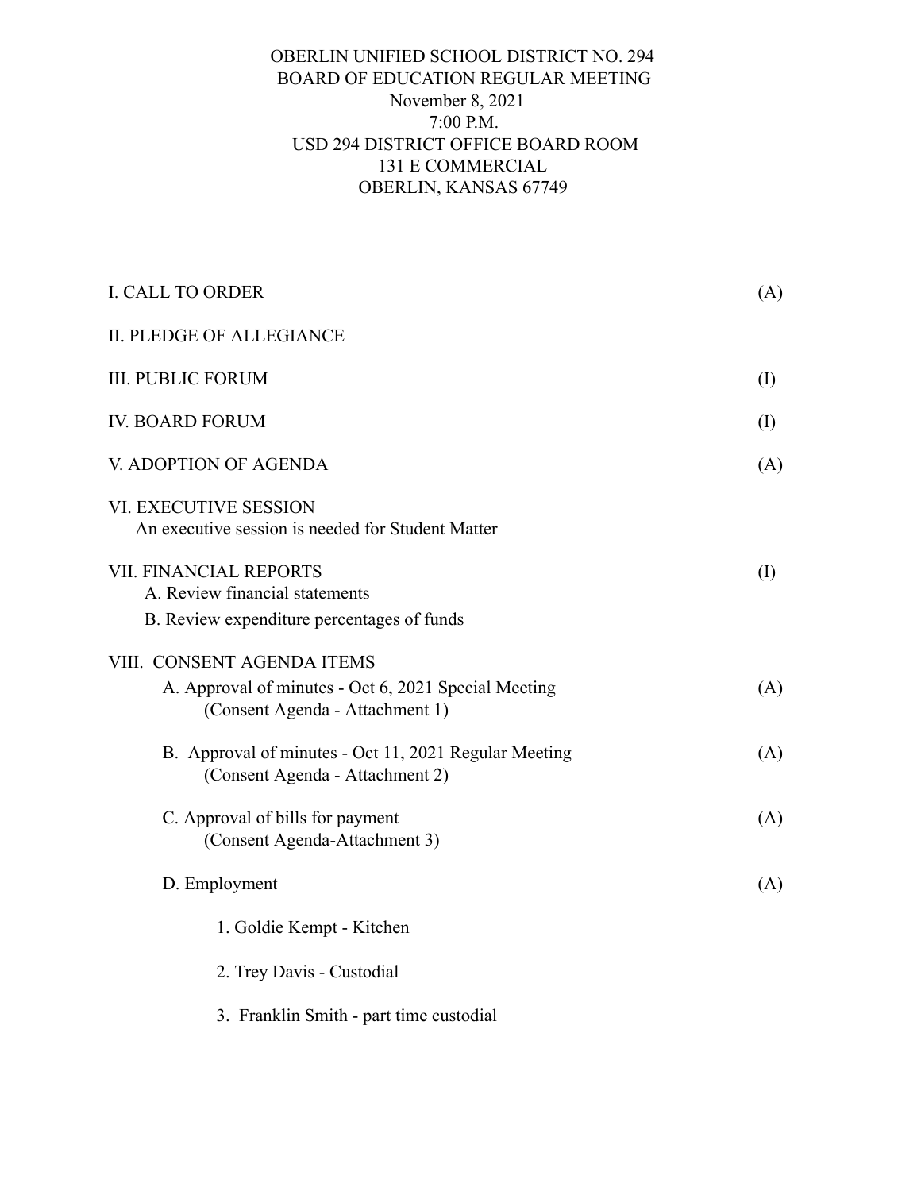# OBERLIN UNIFIED SCHOOL DISTRICT NO. 294
## BOARD OF EDUCATION REGULAR MEETING

November 8, 2021
7:00 P.M.
USD 294 DISTRICT OFFICE BOARD ROOM
131 E COMMERCIAL
OBERLIN, KANSAS 67749

I. CALL TO ORDER (A)

II. PLEDGE OF ALLEGIANCE

III. PUBLIC FORUM (I)

IV. BOARD FORUM (I)

V. ADOPTION OF AGENDA (A)

VI. EXECUTIVE SESSION
   An executive session is needed for Student Matter

VII. FINANCIAL REPORTS (I)
   A. Review financial statements
   B. Review expenditure percentages of funds

VIII. CONSENT AGENDA ITEMS
   A. Approval of minutes - Oct 6, 2021 Special Meeting (A)
      (Consent Agenda - Attachment 1)

   B. Approval of minutes - Oct 11, 2021 Regular Meeting (A)
      (Consent Agenda - Attachment 2)

   C. Approval of bills for payment (A)
      (Consent Agenda-Attachment 3)

   D. Employment (A)

      1. Goldie Kempt - Kitchen

      2. Trey Davis - Custodial

      3. Franklin Smith - part time custodial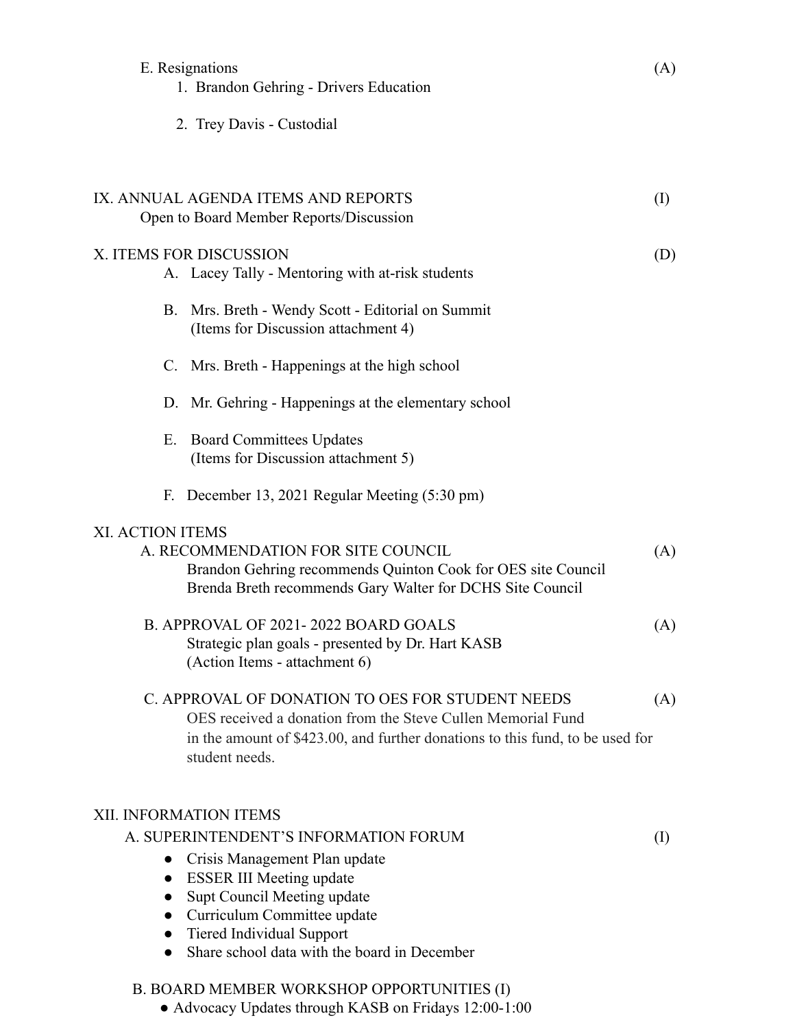E. Resignations (A)

1. Brandon Gehring - Drivers Education
2. Trey Davis - Custodial

## IX. ANNUAL AGENDA ITEMS AND REPORTS (I)

Open to Board Member Reports/Discussion

## X. ITEMS FOR DISCUSSION (D)

A. Lacey Tally - Mentoring with at-risk students

B. Mrs. Breth - Wendy Scott - Editorial on Summit
(Items for Discussion attachment 4)

C. Mrs. Breth - Happenings at the high school

D. Mr. Gehring - Happenings at the elementary school

E. Board Committees Updates
(Items for Discussion attachment 5)

F. December 13, 2021 Regular Meeting (5:30 pm)

## XI. ACTION ITEMS

A. RECOMMENDATION FOR SITE COUNCIL (A)

Brandon Gehring recommends Quinton Cook for OES site Council
Brenda Breth recommends Gary Walter for DCHS Site Council

B. APPROVAL OF 2021- 2022 BOARD GOALS (A)

Strategic plan goals - presented by Dr. Hart KASB
(Action Items - attachment 6)

C. APPROVAL OF DONATION TO OES FOR STUDENT NEEDS (A)

OES received a donation from the Steve Cullen Memorial Fund in the amount of $423.00, and further donations to this fund, to be used for student needs.

## XII. INFORMATION ITEMS

A. SUPERINTENDENT'S INFORMATION FORUM (I)

- Crisis Management Plan update
- ESSER III Meeting update
- Supt Council Meeting update
- Curriculum Committee update
- Tiered Individual Support
- Share school data with the board in December

B. BOARD MEMBER WORKSHOP OPPORTUNITIES (I)

- Advocacy Updates through KASB on Fridays 12:00-1:00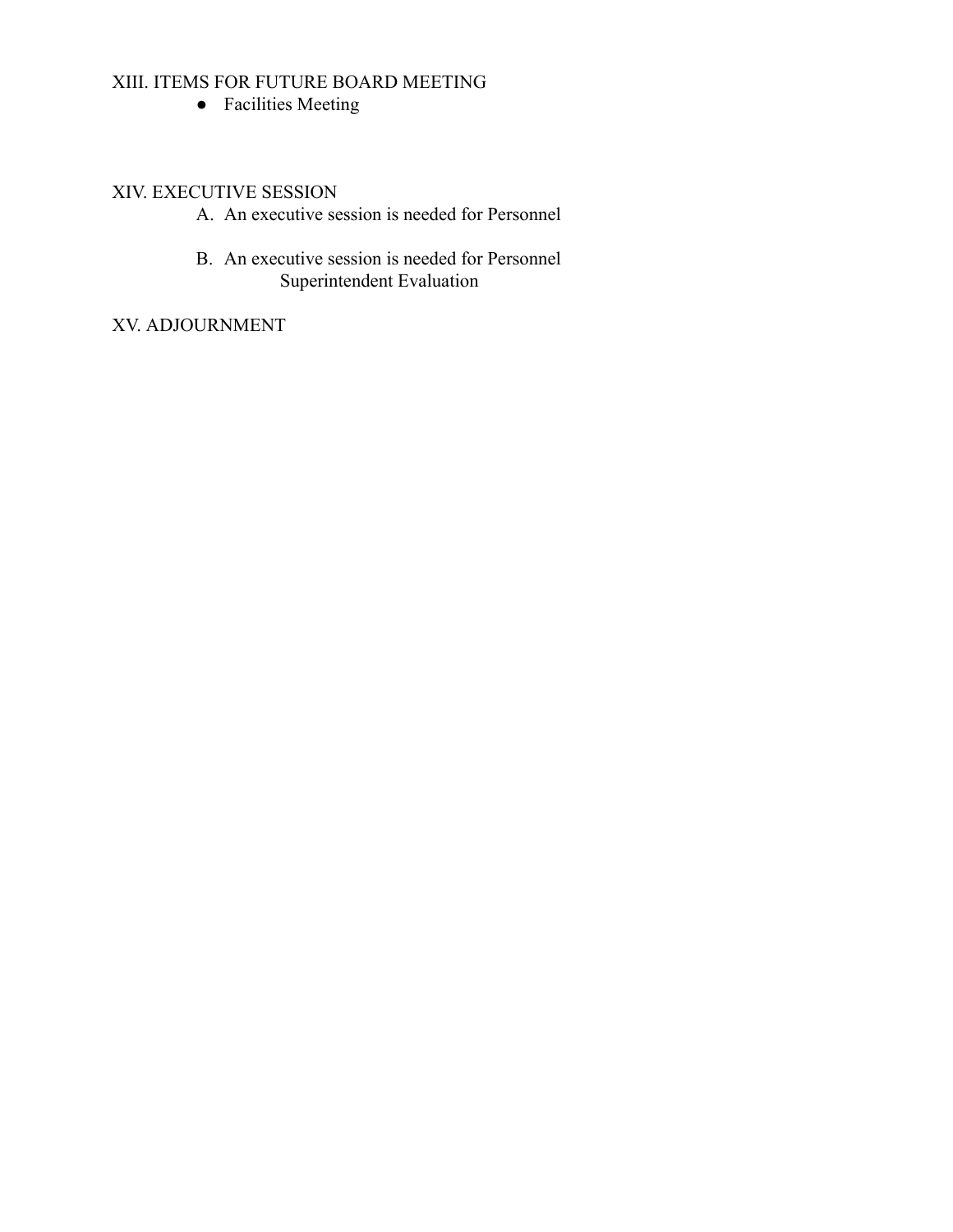## XIII. ITEMS FOR FUTURE BOARD MEETING

- Facilities Meeting

## XIV. EXECUTIVE SESSION

A. An executive session is needed for Personnel

B. An executive session is needed for Personnel
   Superintendent Evaluation

## XV. ADJOURNMENT